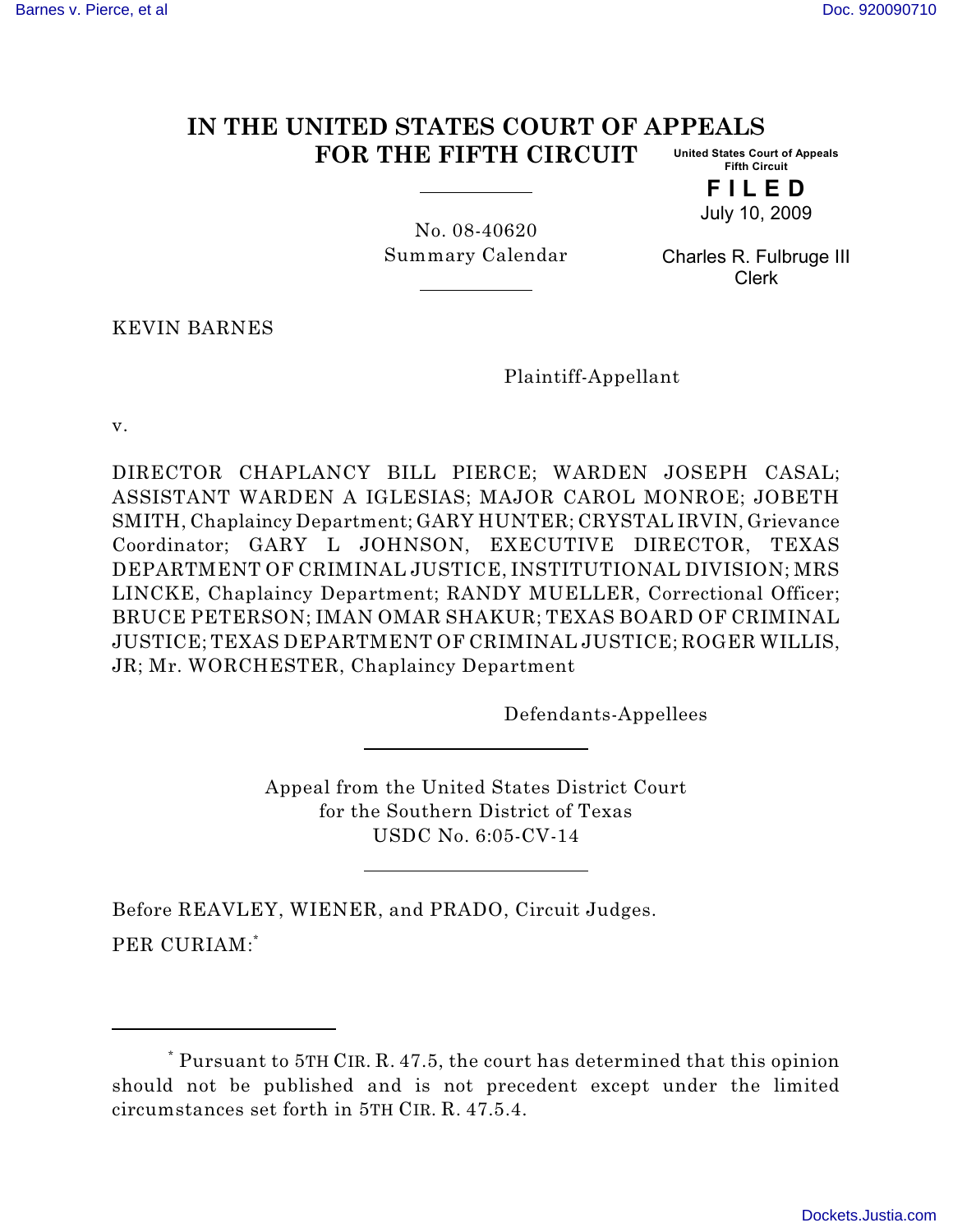# IN THE UNITED STATES COURT OF APPEALS FOR THE FIFTH CIRCUIT

United States Court of Appeals
Fifth Circuit

**F I L E D**

July 10, 2009

Charles R. Fulbruge III
Clerk

No. 08-40620
Summary Calendar

KEVIN BARNES

Plaintiff-Appellant

v.

DIRECTOR CHAPLANCY BILL PIERCE; WARDEN JOSEPH CASAL; ASSISTANT WARDEN A IGLESIAS; MAJOR CAROL MONROE; JOBETH SMITH, Chaplaincy Department; GARY HUNTER; CRYSTAL IRVIN, Grievance Coordinator; GARY L JOHNSON, EXECUTIVE DIRECTOR, TEXAS DEPARTMENT OF CRIMINAL JUSTICE, INSTITUTIONAL DIVISION; MRS LINCKE, Chaplaincy Department; RANDY MUELLER, Correctional Officer; BRUCE PETERSON; IMAN OMAR SHAKUR; TEXAS BOARD OF CRIMINAL JUSTICE; TEXAS DEPARTMENT OF CRIMINAL JUSTICE; ROGER WILLIS, JR; Mr. WORCHESTER, Chaplaincy Department

Defendants-Appellees

Appeal from the United States District Court
for the Southern District of Texas
USDC No. 6:05-CV-14

Before REAVLEY, WIENER, and PRADO, Circuit Judges.

PER CURIAM:[*]

---

[*] Pursuant to 5TH CIR. R. 47.5, the court has determined that this opinion should not be published and is not precedent except under the limited circumstances set forth in 5TH CIR. R. 47.5.4.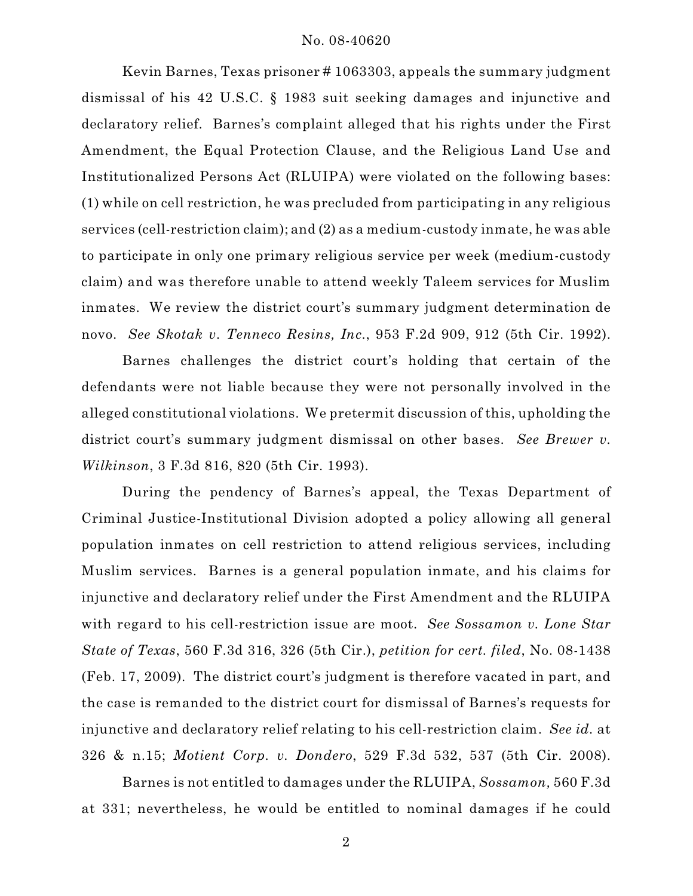Kevin Barnes, Texas prisoner # 1063303, appeals the summary judgment dismissal of his 42 U.S.C. § 1983 suit seeking damages and injunctive and declaratory relief. Barnes's complaint alleged that his rights under the First Amendment, the Equal Protection Clause, and the Religious Land Use and Institutionalized Persons Act (RLUIPA) were violated on the following bases: (1) while on cell restriction, he was precluded from participating in any religious services (cell-restriction claim); and (2) as a medium-custody inmate, he was able to participate in only one primary religious service per week (medium-custody claim) and was therefore unable to attend weekly Taleem services for Muslim inmates. We review the district court's summary judgment determination de novo. *See Skotak v. Tenneco Resins, Inc.*, 953 F.2d 909, 912 (5th Cir. 1992).

Barnes challenges the district court's holding that certain of the defendants were not liable because they were not personally involved in the alleged constitutional violations. We pretermit discussion of this, upholding the district court's summary judgment dismissal on other bases. *See Brewer v. Wilkinson*, 3 F.3d 816, 820 (5th Cir. 1993).

During the pendency of Barnes's appeal, the Texas Department of Criminal Justice-Institutional Division adopted a policy allowing all general population inmates on cell restriction to attend religious services, including Muslim services. Barnes is a general population inmate, and his claims for injunctive and declaratory relief under the First Amendment and the RLUIPA with regard to his cell-restriction issue are moot. *See Sossamon v. Lone Star State of Texas*, 560 F.3d 316, 326 (5th Cir.), *petition for cert. filed*, No. 08-1438 (Feb. 17, 2009). The district court's judgment is therefore vacated in part, and the case is remanded to the district court for dismissal of Barnes's requests for injunctive and declaratory relief relating to his cell-restriction claim. *See id.* at 326 & n.15; *Motient Corp. v. Dondero*, 529 F.3d 532, 537 (5th Cir. 2008).

Barnes is not entitled to damages under the RLUIPA, *Sossamon,* 560 F.3d at 331; nevertheless, he would be entitled to nominal damages if he could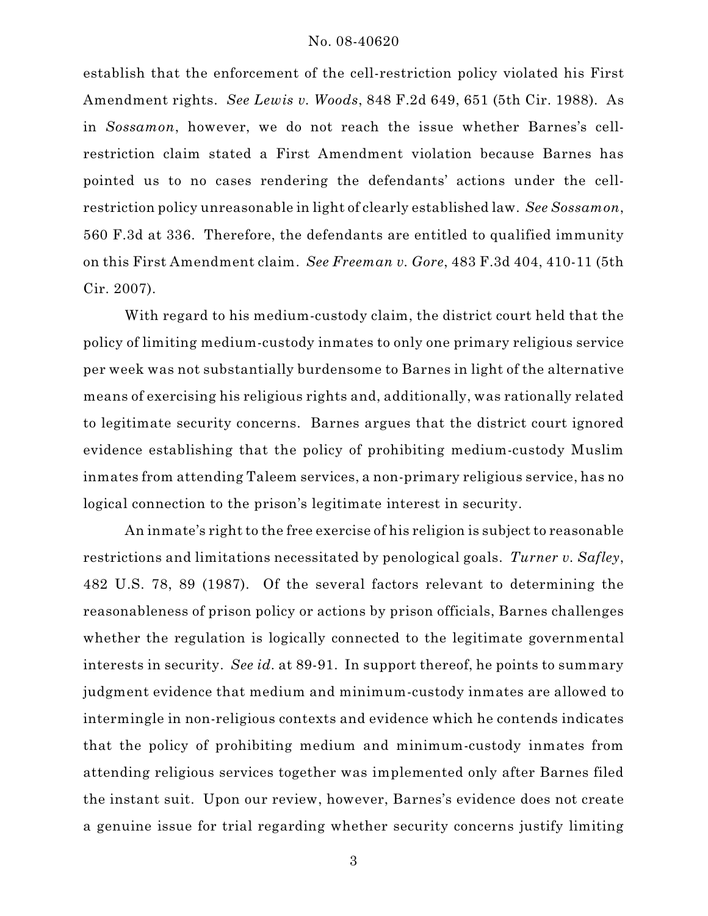establish that the enforcement of the cell-restriction policy violated his First Amendment rights. *See Lewis v. Woods*, 848 F.2d 649, 651 (5th Cir. 1988). As in *Sossamon*, however, we do not reach the issue whether Barnes's cell-restriction claim stated a First Amendment violation because Barnes has pointed us to no cases rendering the defendants' actions under the cell-restriction policy unreasonable in light of clearly established law. *See Sossamon*, 560 F.3d at 336. Therefore, the defendants are entitled to qualified immunity on this First Amendment claim. *See Freeman v. Gore*, 483 F.3d 404, 410-11 (5th Cir. 2007).

With regard to his medium-custody claim, the district court held that the policy of limiting medium-custody inmates to only one primary religious service per week was not substantially burdensome to Barnes in light of the alternative means of exercising his religious rights and, additionally, was rationally related to legitimate security concerns. Barnes argues that the district court ignored evidence establishing that the policy of prohibiting medium-custody Muslim inmates from attending Taleem services, a non-primary religious service, has no logical connection to the prison's legitimate interest in security.

An inmate's right to the free exercise of his religion is subject to reasonable restrictions and limitations necessitated by penological goals. *Turner v. Safley*, 482 U.S. 78, 89 (1987). Of the several factors relevant to determining the reasonableness of prison policy or actions by prison officials, Barnes challenges whether the regulation is logically connected to the legitimate governmental interests in security. *See id.* at 89-91. In support thereof, he points to summary judgment evidence that medium and minimum-custody inmates are allowed to intermingle in non-religious contexts and evidence which he contends indicates that the policy of prohibiting medium and minimum-custody inmates from attending religious services together was implemented only after Barnes filed the instant suit. Upon our review, however, Barnes's evidence does not create a genuine issue for trial regarding whether security concerns justify limiting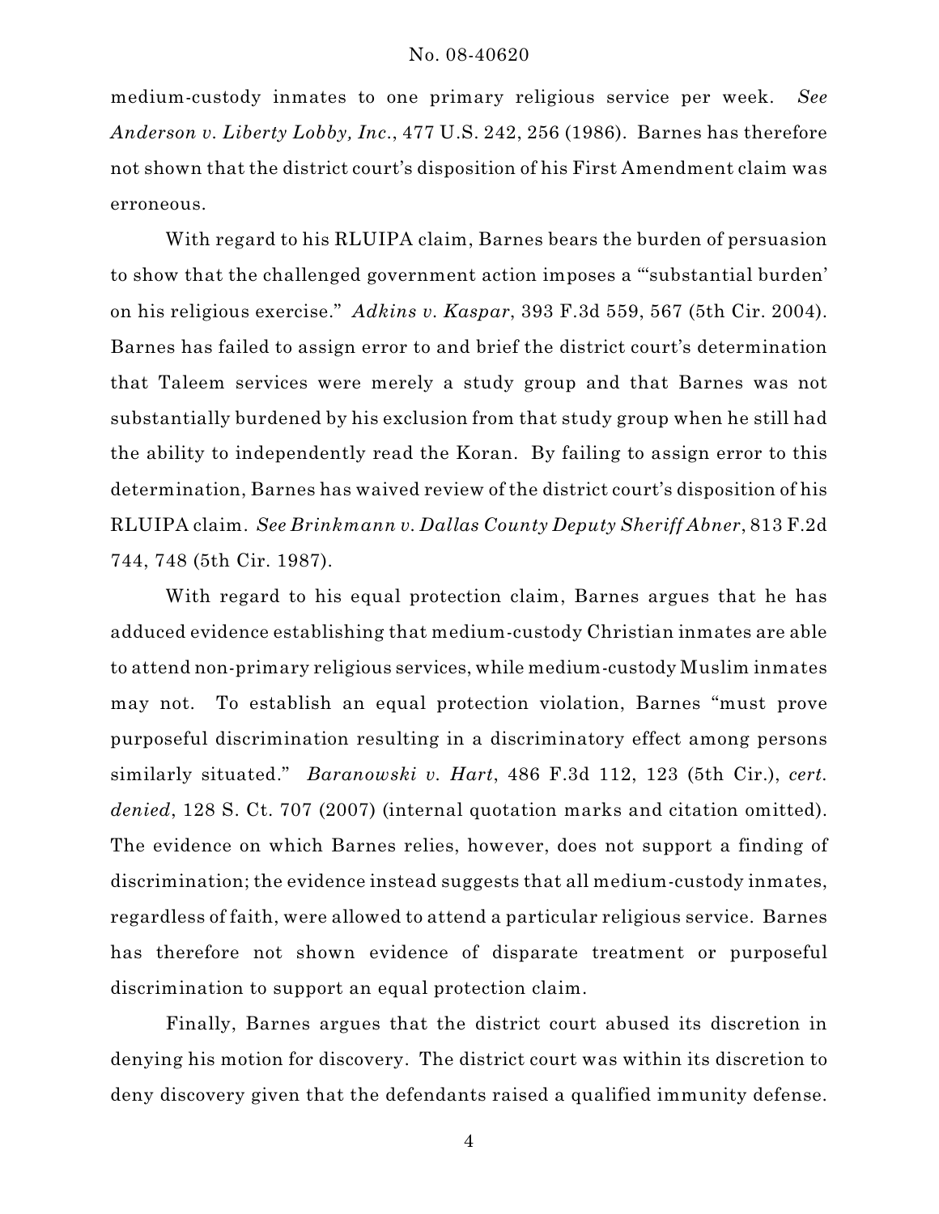medium-custody inmates to one primary religious service per week. *See Anderson v. Liberty Lobby, Inc.*, 477 U.S. 242, 256 (1986). Barnes has therefore not shown that the district court's disposition of his First Amendment claim was erroneous.

With regard to his RLUIPA claim, Barnes bears the burden of persuasion to show that the challenged government action imposes a "'substantial burden' on his religious exercise." *Adkins v. Kaspar*, 393 F.3d 559, 567 (5th Cir. 2004). Barnes has failed to assign error to and brief the district court's determination that Taleem services were merely a study group and that Barnes was not substantially burdened by his exclusion from that study group when he still had the ability to independently read the Koran. By failing to assign error to this determination, Barnes has waived review of the district court's disposition of his RLUIPA claim. *See Brinkmann v. Dallas County Deputy Sheriff Abner*, 813 F.2d 744, 748 (5th Cir. 1987).

With regard to his equal protection claim, Barnes argues that he has adduced evidence establishing that medium-custody Christian inmates are able to attend non-primary religious services, while medium-custody Muslim inmates may not. To establish an equal protection violation, Barnes "must prove purposeful discrimination resulting in a discriminatory effect among persons similarly situated." *Baranowski v. Hart*, 486 F.3d 112, 123 (5th Cir.), *cert. denied*, 128 S. Ct. 707 (2007) (internal quotation marks and citation omitted). The evidence on which Barnes relies, however, does not support a finding of discrimination; the evidence instead suggests that all medium-custody inmates, regardless of faith, were allowed to attend a particular religious service. Barnes has therefore not shown evidence of disparate treatment or purposeful discrimination to support an equal protection claim.

Finally, Barnes argues that the district court abused its discretion in denying his motion for discovery. The district court was within its discretion to deny discovery given that the defendants raised a qualified immunity defense.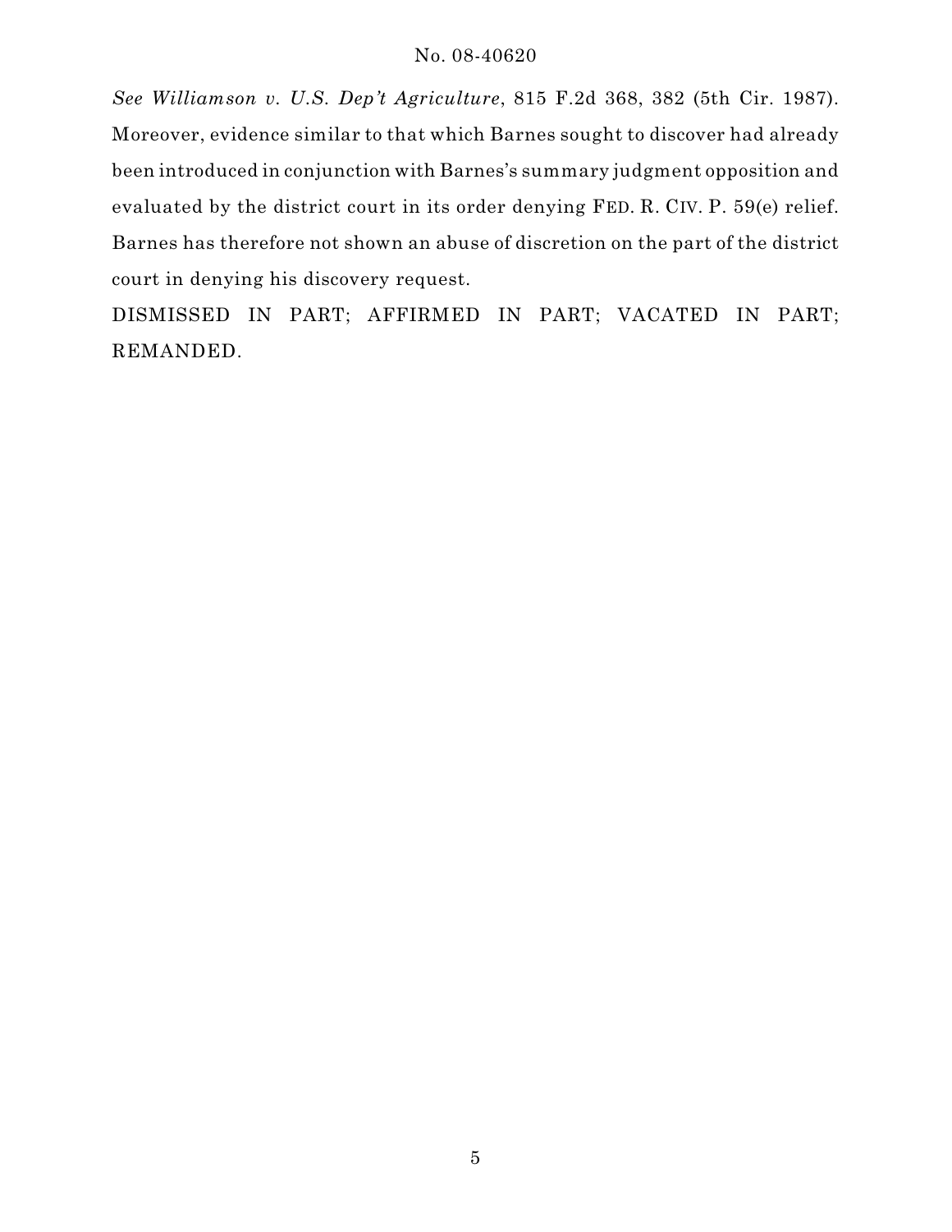*See Williamson v. U.S. Dep't Agriculture*, 815 F.2d 368, 382 (5th Cir. 1987). Moreover, evidence similar to that which Barnes sought to discover had already been introduced in conjunction with Barnes's summary judgment opposition and evaluated by the district court in its order denying FED. R. CIV. P. 59(e) relief. Barnes has therefore not shown an abuse of discretion on the part of the district court in denying his discovery request.

DISMISSED IN PART; AFFIRMED IN PART; VACATED IN PART; REMANDED.